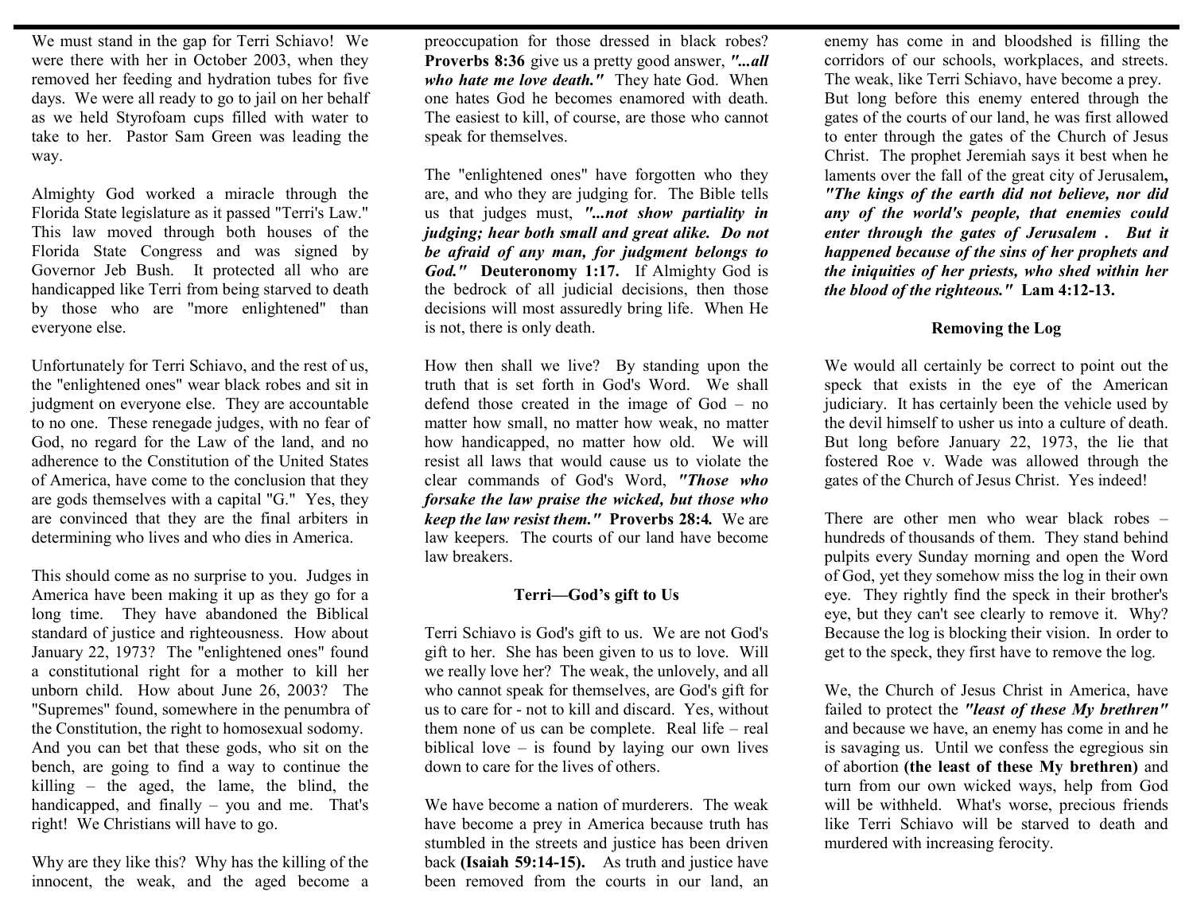We must stand in the gap for Terri Schiavo! We were there with her in October 2003, when they removed her feeding and hydration tubes for five days. We were all ready to go to jail on her behalf as we held Styrofoam cups filled with water to take to her. Pastor Sam Green was leading the way.

Almighty God worked a miracle through the Florida State legislature as it passed "Terri's Law." This law moved through both houses of the Florida State Congress and was signed by Governor Jeb Bush. It protected all who are handicapped like Terri from being starved to death by those who are "more enlightened" than everyone else.

Unfortunately for Terri Schiavo, and the rest of us, the "enlightened ones" wear black robes and sit in judgment on everyone else. They are accountable to no one. These renegade judges, with no fear of God, no regard for the Law of the land, and no adherence to the Constitution of the United States of America, have come to the conclusion that they are gods themselves with a capital "G." Yes, they are convinced that they are the final arbiters in determining who lives and who dies in America.

This should come as no surprise to you. Judges in America have been making it up as they go for a long time. They have abandoned the Biblical standard of justice and righteousness. How about January 22, 1973? The "enlightened ones" found a constitutional right for a mother to kill her unborn child. How about June 26, 2003? The "Supremes" found, somewhere in the penumbra of the Constitution, the right to homosexual sodomy. And you can bet that these gods, who sit on the bench, are going to find a way to continue the killing – the aged, the lame, the blind, the handicapped, and finally – you and me. That's right! We Christians will have to go.

Why are they like this? Why has the killing of the innocent, the weak, and the aged become a preoccupation for those dressed in black robes? **Proverbs 8:36** give us a pretty good answer, ***"...all who hate me love death."*** They hate God. When one hates God he becomes enamored with death. The easiest to kill, of course, are those who cannot speak for themselves.

The "enlightened ones" have forgotten who they are, and who they are judging for. The Bible tells us that judges must, ***"...not show partiality in judging; hear both small and great alike. Do not be afraid of any man, for judgment belongs to God."*** **Deuteronomy 1:17.** If Almighty God is the bedrock of all judicial decisions, then those decisions will most assuredly bring life. When He is not, there is only death.

How then shall we live? By standing upon the truth that is set forth in God's Word. We shall defend those created in the image of God – no matter how small, no matter how weak, no matter how handicapped, no matter how old. We will resist all laws that would cause us to violate the clear commands of God's Word, ***"Those who forsake the law praise the wicked, but those who keep the law resist them."*** **Proverbs 28:4.** We are law keepers. The courts of our land have become law breakers.

### Terri—God's gift to Us

Terri Schiavo is God's gift to us. We are not God's gift to her. She has been given to us to love. Will we really love her? The weak, the unlovely, and all who cannot speak for themselves, are God's gift for us to care for - not to kill and discard. Yes, without them none of us can be complete. Real life – real biblical love – is found by laying our own lives down to care for the lives of others.

We have become a nation of murderers. The weak have become a prey in America because truth has stumbled in the streets and justice has been driven back **(Isaiah 59:14-15).** As truth and justice have been removed from the courts in our land, an enemy has come in and bloodshed is filling the corridors of our schools, workplaces, and streets. The weak, like Terri Schiavo, have become a prey.

But long before this enemy entered through the gates of the courts of our land, he was first allowed to enter through the gates of the Church of Jesus Christ. The prophet Jeremiah says it best when he laments over the fall of the great city of Jerusalem**,** ***"The kings of the earth did not believe, nor did any of the world's people, that enemies could enter through the gates of Jerusalem . But it happened because of the sins of her prophets and the iniquities of her priests, who shed within her the blood of the righteous."*** **Lam 4:12-13.**

### Removing the Log

We would all certainly be correct to point out the speck that exists in the eye of the American judiciary. It has certainly been the vehicle used by the devil himself to usher us into a culture of death. But long before January 22, 1973, the lie that fostered Roe v. Wade was allowed through the gates of the Church of Jesus Christ. Yes indeed!

There are other men who wear black robes – hundreds of thousands of them. They stand behind pulpits every Sunday morning and open the Word of God, yet they somehow miss the log in their own eye. They rightly find the speck in their brother's eye, but they can't see clearly to remove it. Why? Because the log is blocking their vision. In order to get to the speck, they first have to remove the log.

We, the Church of Jesus Christ in America, have failed to protect the ***"least of these My brethren"*** and because we have, an enemy has come in and he is savaging us. Until we confess the egregious sin of abortion **(the least of these My brethren)** and turn from our own wicked ways, help from God will be withheld. What's worse, precious friends like Terri Schiavo will be starved to death and murdered with increasing ferocity.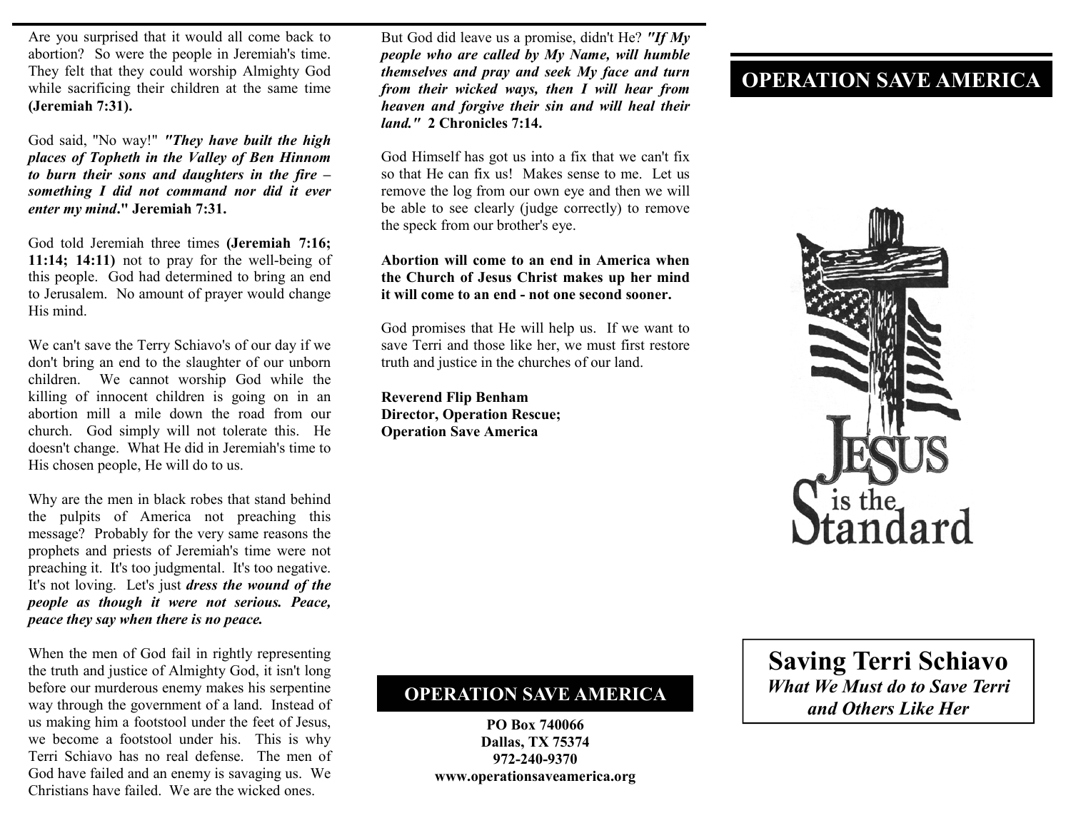Are you surprised that it would all come back to abortion? So were the people in Jeremiah's time. They felt that they could worship Almighty God while sacrificing their children at the same time **(Jeremiah 7:31).**

God said, "No way!" ***"They have built the high places of Topheth in the Valley of Ben Hinnom to burn their sons and daughters in the fire – something I did not command nor did it ever enter my mind*." Jeremiah 7:31.**

God told Jeremiah three times **(Jeremiah 7:16; 11:14; 14:11)** not to pray for the well-being of this people. God had determined to bring an end to Jerusalem. No amount of prayer would change His mind.

We can't save the Terry Schiavo's of our day if we don't bring an end to the slaughter of our unborn children. We cannot worship God while the killing of innocent children is going on in an abortion mill a mile down the road from our church. God simply will not tolerate this. He doesn't change. What He did in Jeremiah's time to His chosen people, He will do to us.

Why are the men in black robes that stand behind the pulpits of America not preaching this message? Probably for the very same reasons the prophets and priests of Jeremiah's time were not preaching it. It's too judgmental. It's too negative. It's not loving. Let's just ***dress the wound of the people as though it were not serious. Peace, peace they say when there is no peace.***

When the men of God fail in rightly representing the truth and justice of Almighty God, it isn't long before our murderous enemy makes his serpentine way through the government of a land. Instead of us making him a footstool under the feet of Jesus, we become a footstool under his. This is why Terri Schiavo has no real defense. The men of God have failed and an enemy is savaging us. We Christians have failed. We are the wicked ones.

But God did leave us a promise, didn't He? ***"If My people who are called by My Name, will humble themselves and pray and seek My face and turn from their wicked ways, then I will hear from heaven and forgive their sin and will heal their land."*** **2 Chronicles 7:14.**

God Himself has got us into a fix that we can't fix so that He can fix us! Makes sense to me. Let us remove the log from our own eye and then we will be able to see clearly (judge correctly) to remove the speck from our brother's eye.

**Abortion will come to an end in America when the Church of Jesus Christ makes up her mind it will come to an end - not one second sooner.**

God promises that He will help us. If we want to save Terri and those like her, we must first restore truth and justice in the churches of our land.

**Reverend Flip Benham**
**Director, Operation Rescue;**
**Operation Save America**

## OPERATION SAVE AMERICA

**PO Box 740066**
**Dallas, TX 75374**
**972-240-9370**
**www.operationsaveamerica.org**

## OPERATION SAVE AMERICA

JESUS is the Standard

# Saving Terri Schiavo

***What We Must do to Save Terri and Others Like Her***